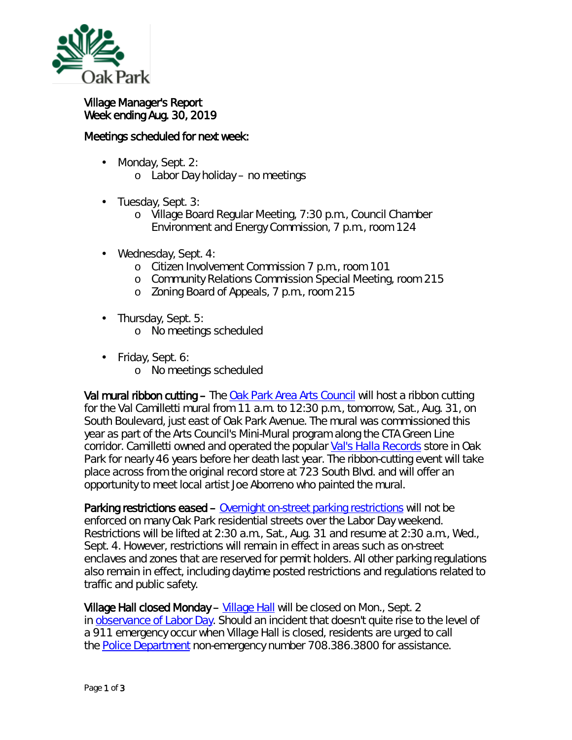Village Manager's Report
Week ending Aug. 30, 2019

Meetings scheduled for next week:

- Monday, Sept. 2:
  - Labor Day holiday – no meetings
- Tuesday, Sept. 3:
  - Village Board Regular Meeting, 7:30 p.m., Council Chamber
    Environment and Energy Commission, 7 p.m., room 124
- Wednesday, Sept. 4:
  - Citizen Involvement Commission 7 p.m., room 101
  - Community Relations Commission Special Meeting, room 215
  - Zoning Board of Appeals, 7 p.m., room 215
- Thursday, Sept. 5:
  - No meetings scheduled
- Friday, Sept. 6:
  - No meetings scheduled

**Val mural ribbon cutting** – The Oak Park Area Arts Council will host a ribbon cutting for the Val Camilletti mural from 11 a.m. to 12:30 p.m., tomorrow, Sat., Aug. 31, on South Boulevard, just east of Oak Park Avenue. The mural was commissioned this year as part of the Arts Council's Mini-Mural program along the CTA Green Line corridor. Camilletti owned and operated the popular Val's Halla Records store in Oak Park for nearly 46 years before her death last year. The ribbon-cutting event will take place across from the original record store at 723 South Blvd. and will offer an opportunity to meet local artist Joe Aborreno who painted the mural.

**Parking restrictions eased** – Overnight on-street parking restrictions will not be enforced on many Oak Park residential streets over the Labor Day weekend. Restrictions will be lifted at 2:30 a.m., Sat., Aug. 31 and resume at 2:30 a.m., Wed., Sept. 4. However, restrictions will remain in effect in areas such as on-street enclaves and zones that are reserved for permit holders. All other parking regulations also remain in effect, including daytime posted restrictions and regulations related to traffic and public safety.

**Village Hall closed Monday** – Village Hall will be closed on Mon., Sept. 2 in observance of Labor Day. Should an incident that doesn't quite rise to the level of a 911 emergency occur when Village Hall is closed, residents are urged to call the Police Department non-emergency number 708.386.3800 for assistance.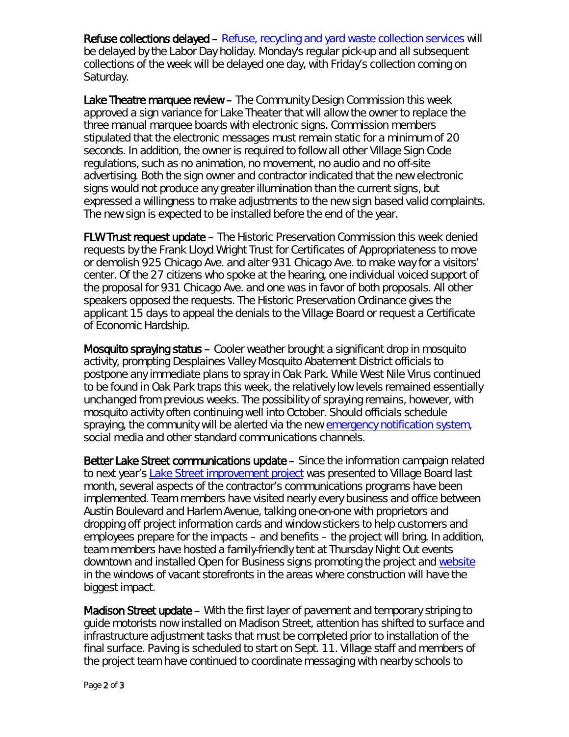**Refuse collections delayed** – [Refuse, recycling and yard waste collection services](#) will be delayed by the Labor Day holiday. Monday's regular pick-up and all subsequent collections of the week will be delayed one day, with Friday's collection coming on Saturday.

**Lake Theatre marquee review** – The Community Design Commission this week approved a sign variance for Lake Theater that will allow the owner to replace the three manual marquee boards with electronic signs. Commission members stipulated that the electronic messages must remain static for a minimum of 20 seconds. In addition, the owner is required to follow all other Village Sign Code regulations, such as no animation, no movement, no audio and no off-site advertising. Both the sign owner and contractor indicated that the new electronic signs would not produce any greater illumination than the current signs, but expressed a willingness to make adjustments to the new sign based valid complaints. The new sign is expected to be installed before the end of the year.

**FLW Trust request update** – The Historic Preservation Commission this week denied requests by the Frank Lloyd Wright Trust for Certificates of Appropriateness to move or demolish 925 Chicago Ave. and alter 931 Chicago Ave. to make way for a visitors' center. Of the 27 citizens who spoke at the hearing, one individual voiced support of the proposal for 931 Chicago Ave. and one was in favor of both proposals. All other speakers opposed the requests. The Historic Preservation Ordinance gives the applicant 15 days to appeal the denials to the Village Board or request a Certificate of Economic Hardship.

**Mosquito spraying status** – Cooler weather brought a significant drop in mosquito activity, prompting Desplaines Valley Mosquito Abatement District officials to postpone any immediate plans to spray in Oak Park. While West Nile Virus continued to be found in Oak Park traps this week, the relatively low levels remained essentially unchanged from previous weeks. The possibility of spraying remains, however, with mosquito activity often continuing well into October. Should officials schedule spraying, the community will be alerted via the new [emergency notification system](#), social media and other standard communications channels.

**Better Lake Street communications update** – Since the information campaign related to next year's [Lake Street improvement project](#) was presented to Village Board last month, several aspects of the contractor's communications programs have been implemented. Team members have visited nearly every business and office between Austin Boulevard and Harlem Avenue, talking one-on-one with proprietors and dropping off project information cards and window stickers to help customers and employees prepare for the impacts – and benefits – the project will bring. In addition, team members have hosted a family-friendly tent at Thursday Night Out events downtown and installed Open for Business signs promoting the project and [website](#) in the windows of vacant storefronts in the areas where construction will have the biggest impact.

**Madison Street update** – With the first layer of pavement and temporary striping to guide motorists now installed on Madison Street, attention has shifted to surface and infrastructure adjustment tasks that must be completed prior to installation of the final surface. Paving is scheduled to start on Sept. 11. Village staff and members of the project team have continued to coordinate messaging with nearby schools to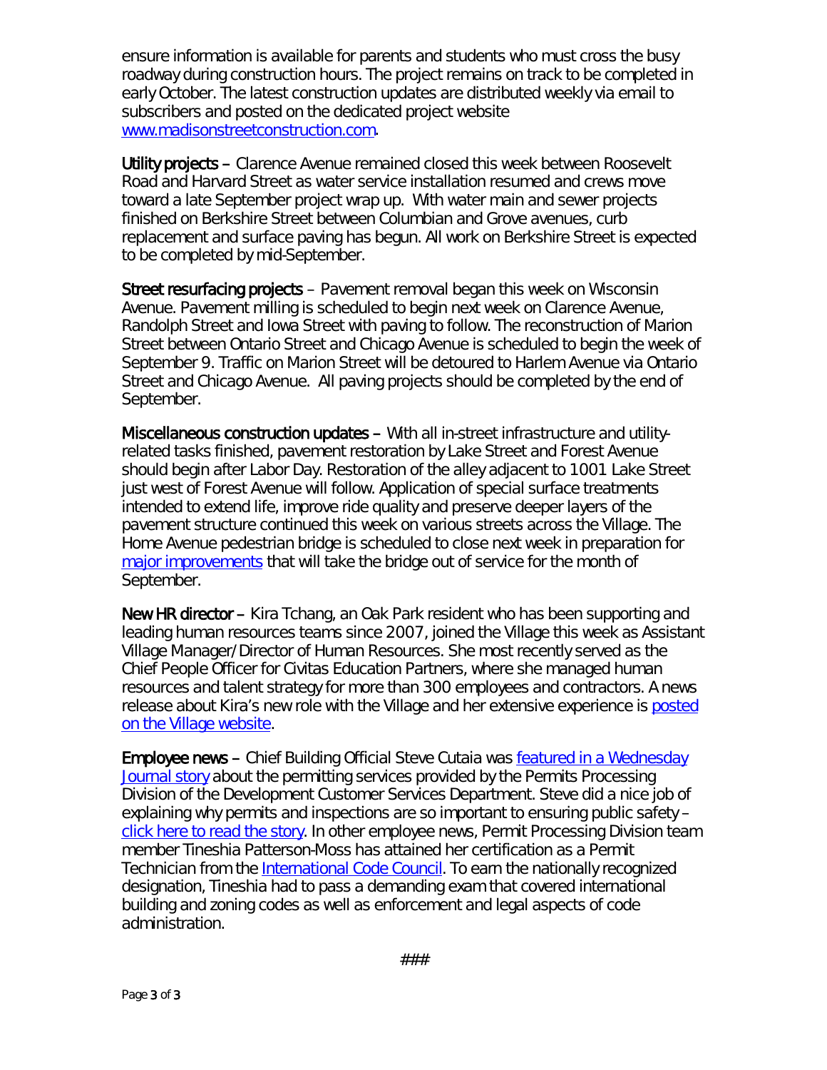ensure information is available for parents and students who must cross the busy roadway during construction hours. The project remains on track to be completed in early October. The latest construction updates are distributed weekly via email to subscribers and posted on the dedicated project website www.madisonstreetconstruction.com.

**Utility projects** – Clarence Avenue remained closed this week between Roosevelt Road and Harvard Street as water service installation resumed and crews move toward a late September project wrap up. With water main and sewer projects finished on Berkshire Street between Columbian and Grove avenues, curb replacement and surface paving has begun. All work on Berkshire Street is expected to be completed by mid-September.

**Street resurfacing projects** – Pavement removal began this week on Wisconsin Avenue. Pavement milling is scheduled to begin next week on Clarence Avenue, Randolph Street and Iowa Street with paving to follow. The reconstruction of Marion Street between Ontario Street and Chicago Avenue is scheduled to begin the week of September 9. Traffic on Marion Street will be detoured to Harlem Avenue via Ontario Street and Chicago Avenue. All paving projects should be completed by the end of September.

**Miscellaneous construction updates** – With all in-street infrastructure and utility-related tasks finished, pavement restoration by Lake Street and Forest Avenue should begin after Labor Day. Restoration of the alley adjacent to 1001 Lake Street just west of Forest Avenue will follow. Application of special surface treatments intended to extend life, improve ride quality and preserve deeper layers of the pavement structure continued this week on various streets across the Village. The Home Avenue pedestrian bridge is scheduled to close next week in preparation for major improvements that will take the bridge out of service for the month of September.

**New HR director** – Kira Tchang, an Oak Park resident who has been supporting and leading human resources teams since 2007, joined the Village this week as Assistant Village Manager/Director of Human Resources. She most recently served as the Chief People Officer for Civitas Education Partners, where she managed human resources and talent strategy for more than 300 employees and contractors. A news release about Kira's new role with the Village and her extensive experience is posted on the Village website.

**Employee news** – Chief Building Official Steve Cutaia was featured in a Wednesday Journal story about the permitting services provided by the Permits Processing Division of the Development Customer Services Department. Steve did a nice job of explaining why permits and inspections are so important to ensuring public safety – click here to read the story. In other employee news, Permit Processing Division team member Tineshia Patterson-Moss has attained her certification as a Permit Technician from the International Code Council. To earn the nationally recognized designation, Tineshia had to pass a demanding exam that covered international building and zoning codes as well as enforcement and legal aspects of code administration.

###